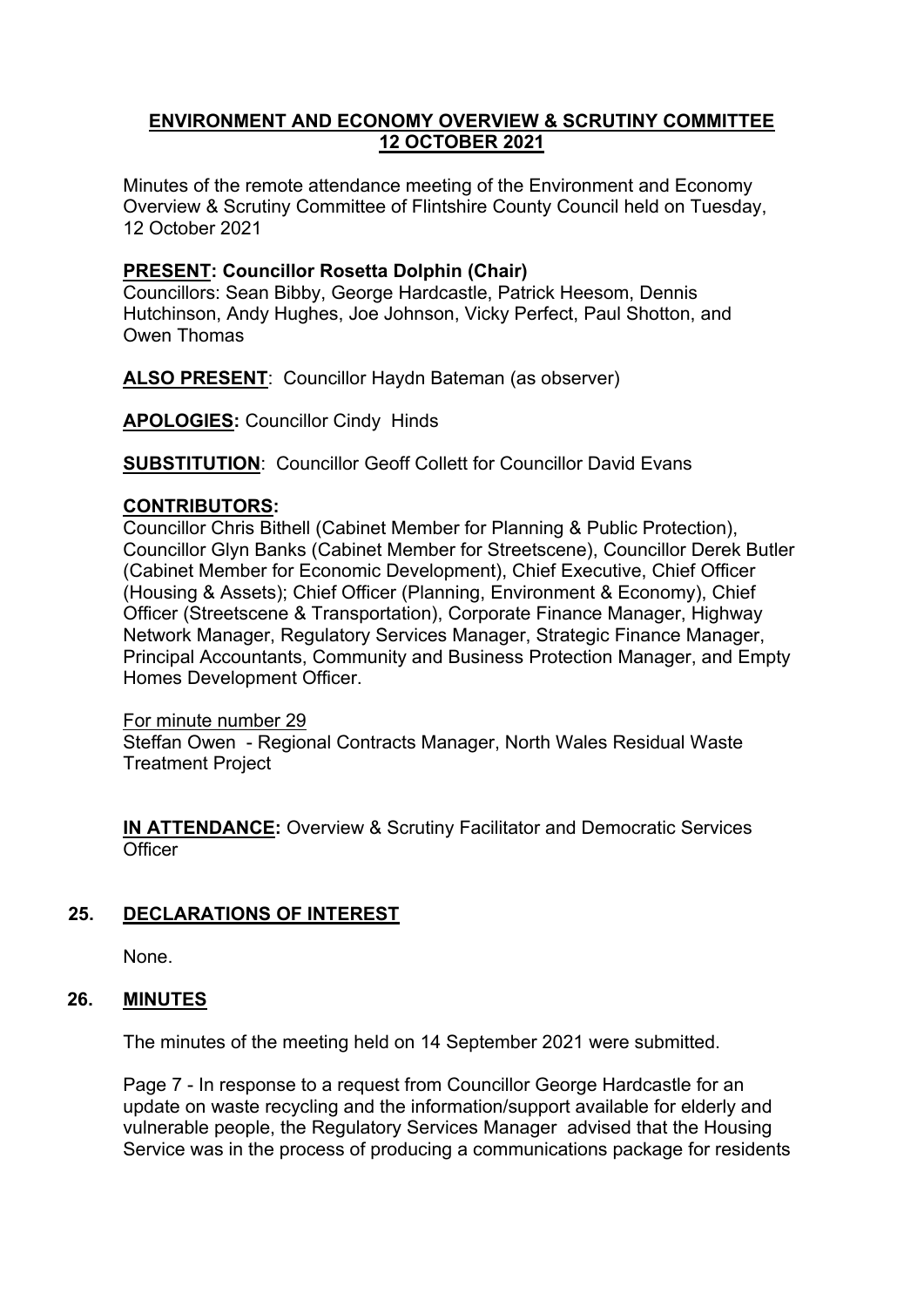# ENVIRONMENT AND ECONOMY OVERVIEW & SCRUTINY COMMITTEE 12 OCTOBER 2021

Minutes of the remote attendance meeting of the Environment and Economy Overview & Scrutiny Committee of Flintshire County Council held on Tuesday, 12 October 2021

**PRESENT: Councillor Rosetta Dolphin (Chair)**
Councillors: Sean Bibby, George Hardcastle, Patrick Heesom, Dennis Hutchinson, Andy Hughes, Joe Johnson, Vicky Perfect, Paul Shotton, and Owen Thomas

**ALSO PRESENT**: Councillor Haydn Bateman (as observer)

**APOLOGIES:** Councillor Cindy Hinds

**SUBSTITUTION**: Councillor Geoff Collett for Councillor David Evans

**CONTRIBUTORS:**
Councillor Chris Bithell (Cabinet Member for Planning & Public Protection), Councillor Glyn Banks (Cabinet Member for Streetscene), Councillor Derek Butler (Cabinet Member for Economic Development), Chief Executive, Chief Officer (Housing & Assets); Chief Officer (Planning, Environment & Economy), Chief Officer (Streetscene & Transportation), Corporate Finance Manager, Highway Network Manager, Regulatory Services Manager, Strategic Finance Manager, Principal Accountants, Community and Business Protection Manager, and Empty Homes Development Officer.

For minute number 29
Steffan Owen - Regional Contracts Manager, North Wales Residual Waste Treatment Project

**IN ATTENDANCE:** Overview & Scrutiny Facilitator and Democratic Services Officer

## 25. DECLARATIONS OF INTEREST

None.

## 26. MINUTES

The minutes of the meeting held on 14 September 2021 were submitted.

Page 7 - In response to a request from Councillor George Hardcastle for an update on waste recycling and the information/support available for elderly and vulnerable people, the Regulatory Services Manager advised that the Housing Service was in the process of producing a communications package for residents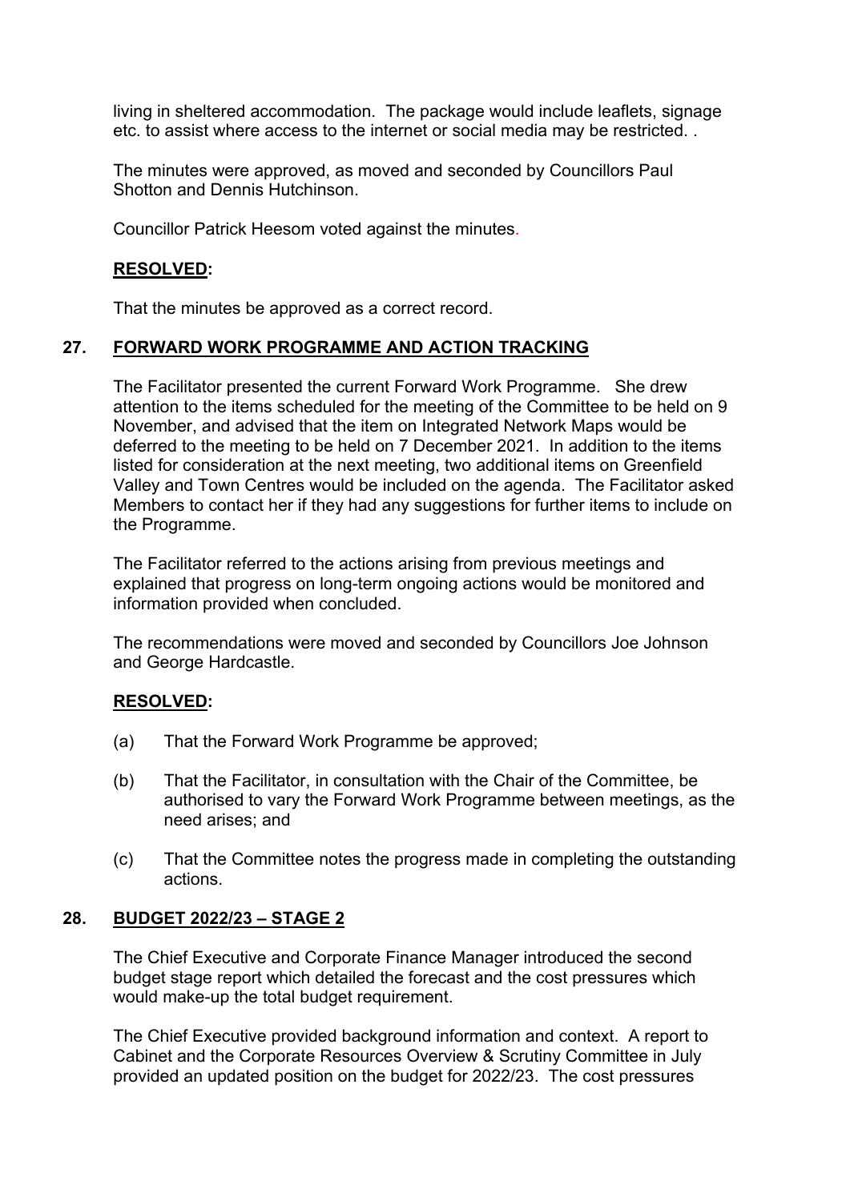living in sheltered accommodation. The package would include leaflets, signage etc. to assist where access to the internet or social media may be restricted. .

The minutes were approved, as moved and seconded by Councillors Paul Shotton and Dennis Hutchinson.

Councillor Patrick Heesom voted against the minutes.

**RESOLVED:**

That the minutes be approved as a correct record.

## 27. FORWARD WORK PROGRAMME AND ACTION TRACKING

The Facilitator presented the current Forward Work Programme. She drew attention to the items scheduled for the meeting of the Committee to be held on 9 November, and advised that the item on Integrated Network Maps would be deferred to the meeting to be held on 7 December 2021. In addition to the items listed for consideration at the next meeting, two additional items on Greenfield Valley and Town Centres would be included on the agenda. The Facilitator asked Members to contact her if they had any suggestions for further items to include on the Programme.

The Facilitator referred to the actions arising from previous meetings and explained that progress on long-term ongoing actions would be monitored and information provided when concluded.

The recommendations were moved and seconded by Councillors Joe Johnson and George Hardcastle.

**RESOLVED:**

(a) That the Forward Work Programme be approved;

(b) That the Facilitator, in consultation with the Chair of the Committee, be authorised to vary the Forward Work Programme between meetings, as the need arises; and

(c) That the Committee notes the progress made in completing the outstanding actions.

## 28. BUDGET 2022/23 – STAGE 2

The Chief Executive and Corporate Finance Manager introduced the second budget stage report which detailed the forecast and the cost pressures which would make-up the total budget requirement.

The Chief Executive provided background information and context. A report to Cabinet and the Corporate Resources Overview & Scrutiny Committee in July provided an updated position on the budget for 2022/23. The cost pressures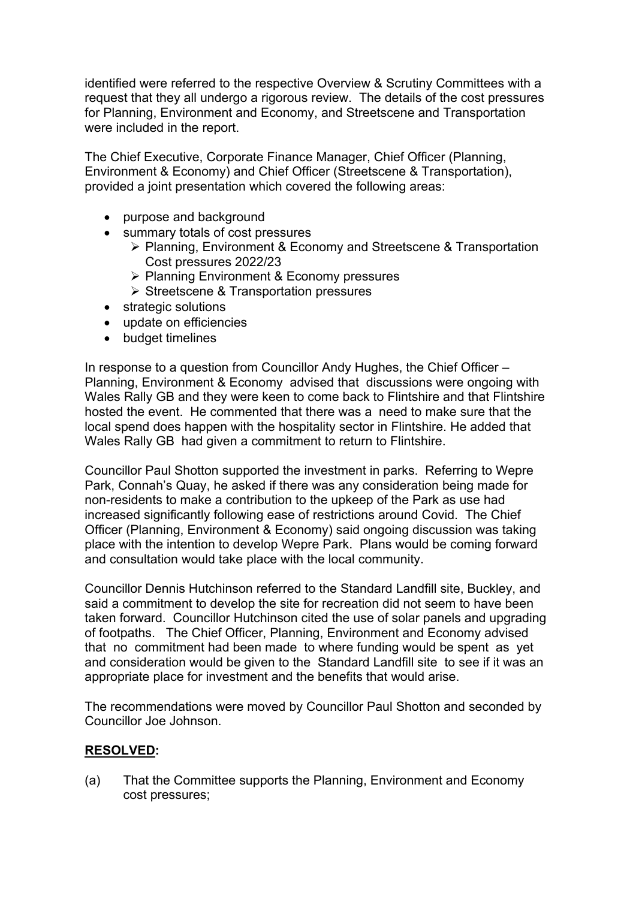identified were referred to the respective Overview & Scrutiny Committees with a request that they all undergo a rigorous review. The details of the cost pressures for Planning, Environment and Economy, and Streetscene and Transportation were included in the report.

The Chief Executive, Corporate Finance Manager, Chief Officer (Planning, Environment & Economy) and Chief Officer (Streetscene & Transportation), provided a joint presentation which covered the following areas:

- purpose and background
- summary totals of cost pressures
  - Planning, Environment & Economy and Streetscene & Transportation Cost pressures 2022/23
  - Planning Environment & Economy pressures
  - Streetscene & Transportation pressures
- strategic solutions
- update on efficiencies
- budget timelines

In response to a question from Councillor Andy Hughes, the Chief Officer – Planning, Environment & Economy advised that discussions were ongoing with Wales Rally GB and they were keen to come back to Flintshire and that Flintshire hosted the event. He commented that there was a need to make sure that the local spend does happen with the hospitality sector in Flintshire. He added that Wales Rally GB had given a commitment to return to Flintshire.

Councillor Paul Shotton supported the investment in parks. Referring to Wepre Park, Connah's Quay, he asked if there was any consideration being made for non-residents to make a contribution to the upkeep of the Park as use had increased significantly following ease of restrictions around Covid. The Chief Officer (Planning, Environment & Economy) said ongoing discussion was taking place with the intention to develop Wepre Park. Plans would be coming forward and consultation would take place with the local community.

Councillor Dennis Hutchinson referred to the Standard Landfill site, Buckley, and said a commitment to develop the site for recreation did not seem to have been taken forward. Councillor Hutchinson cited the use of solar panels and upgrading of footpaths. The Chief Officer, Planning, Environment and Economy advised that no commitment had been made to where funding would be spent as yet and consideration would be given to the Standard Landfill site to see if it was an appropriate place for investment and the benefits that would arise.

The recommendations were moved by Councillor Paul Shotton and seconded by Councillor Joe Johnson.

**RESOLVED:**

(a) That the Committee supports the Planning, Environment and Economy cost pressures;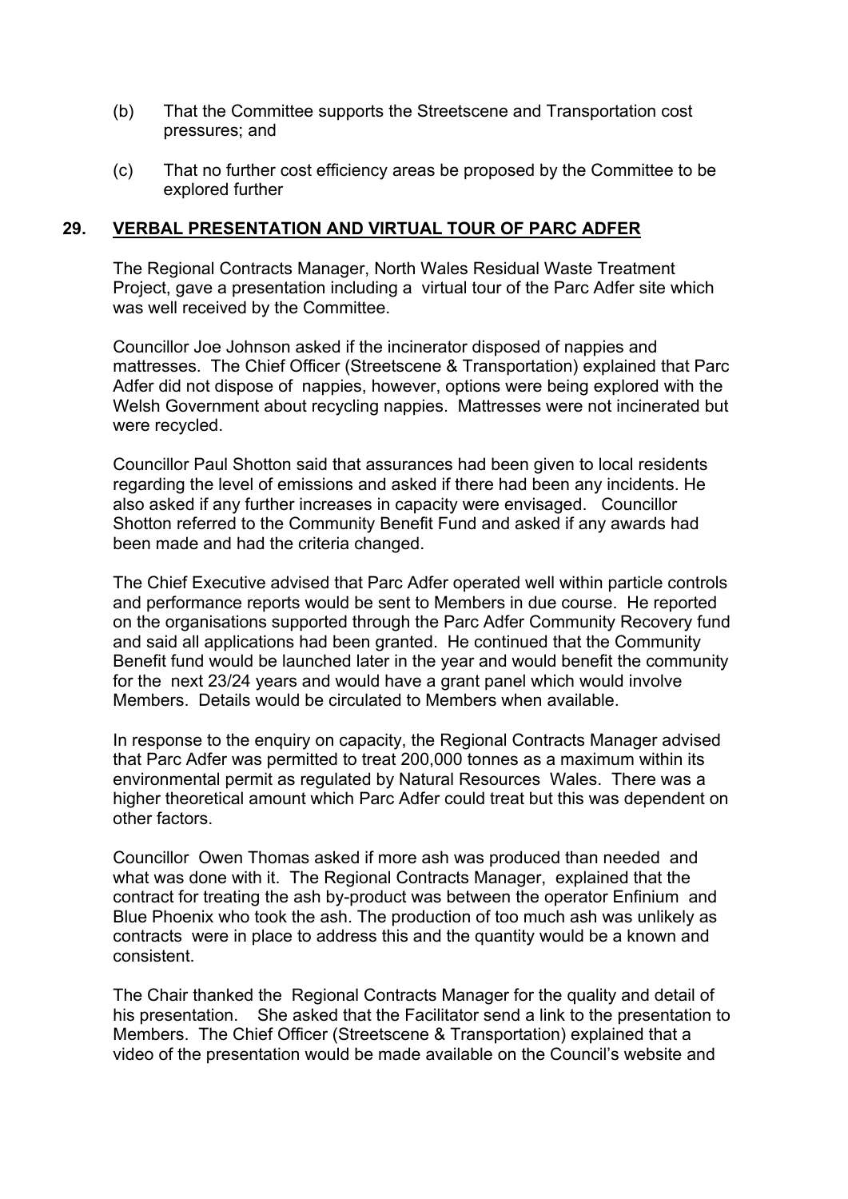(b) That the Committee supports the Streetscene and Transportation cost pressures; and

(c) That no further cost efficiency areas be proposed by the Committee to be explored further

## 29. VERBAL PRESENTATION AND VIRTUAL TOUR OF PARC ADFER

The Regional Contracts Manager, North Wales Residual Waste Treatment Project, gave a presentation including a virtual tour of the Parc Adfer site which was well received by the Committee.

Councillor Joe Johnson asked if the incinerator disposed of nappies and mattresses. The Chief Officer (Streetscene & Transportation) explained that Parc Adfer did not dispose of nappies, however, options were being explored with the Welsh Government about recycling nappies. Mattresses were not incinerated but were recycled.

Councillor Paul Shotton said that assurances had been given to local residents regarding the level of emissions and asked if there had been any incidents. He also asked if any further increases in capacity were envisaged. Councillor Shotton referred to the Community Benefit Fund and asked if any awards had been made and had the criteria changed.

The Chief Executive advised that Parc Adfer operated well within particle controls and performance reports would be sent to Members in due course. He reported on the organisations supported through the Parc Adfer Community Recovery fund and said all applications had been granted. He continued that the Community Benefit fund would be launched later in the year and would benefit the community for the next 23/24 years and would have a grant panel which would involve Members. Details would be circulated to Members when available.

In response to the enquiry on capacity, the Regional Contracts Manager advised that Parc Adfer was permitted to treat 200,000 tonnes as a maximum within its environmental permit as regulated by Natural Resources Wales. There was a higher theoretical amount which Parc Adfer could treat but this was dependent on other factors.

Councillor Owen Thomas asked if more ash was produced than needed and what was done with it. The Regional Contracts Manager, explained that the contract for treating the ash by-product was between the operator Enfinium and Blue Phoenix who took the ash. The production of too much ash was unlikely as contracts were in place to address this and the quantity would be a known and consistent.

The Chair thanked the Regional Contracts Manager for the quality and detail of his presentation. She asked that the Facilitator send a link to the presentation to Members. The Chief Officer (Streetscene & Transportation) explained that a video of the presentation would be made available on the Council's website and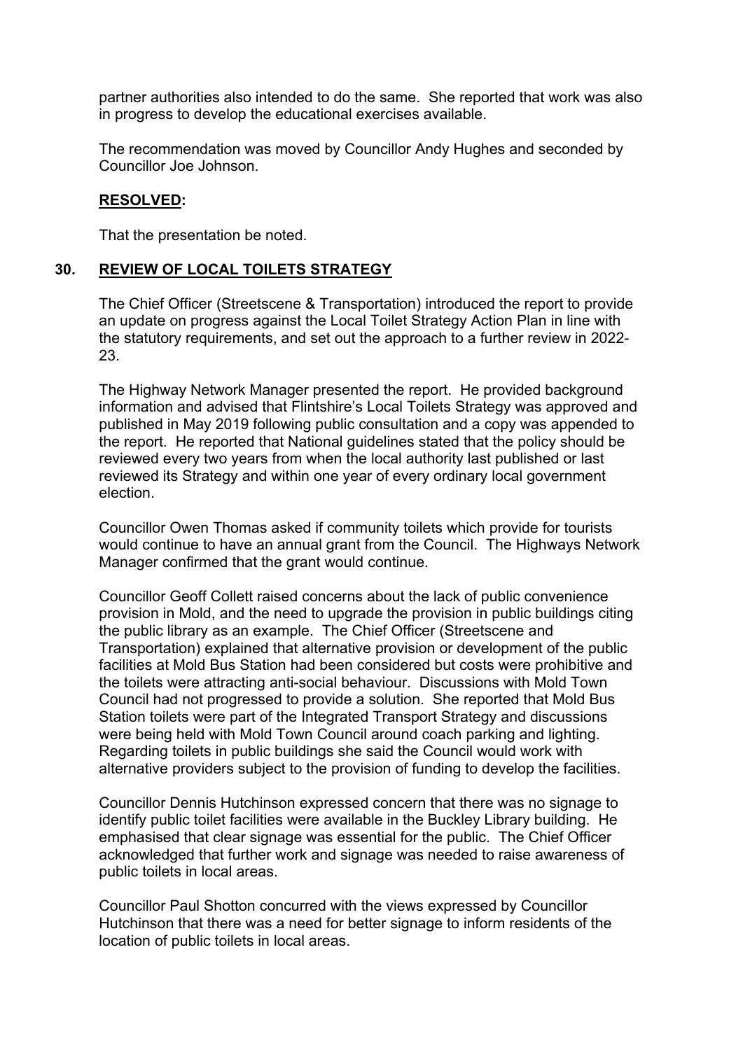partner authorities also intended to do the same. She reported that work was also in progress to develop the educational exercises available.

The recommendation was moved by Councillor Andy Hughes and seconded by Councillor Joe Johnson.

**RESOLVED:**

That the presentation be noted.

## 30. REVIEW OF LOCAL TOILETS STRATEGY

The Chief Officer (Streetscene & Transportation) introduced the report to provide an update on progress against the Local Toilet Strategy Action Plan in line with the statutory requirements, and set out the approach to a further review in 2022-23.

The Highway Network Manager presented the report. He provided background information and advised that Flintshire's Local Toilets Strategy was approved and published in May 2019 following public consultation and a copy was appended to the report. He reported that National guidelines stated that the policy should be reviewed every two years from when the local authority last published or last reviewed its Strategy and within one year of every ordinary local government election.

Councillor Owen Thomas asked if community toilets which provide for tourists would continue to have an annual grant from the Council. The Highways Network Manager confirmed that the grant would continue.

Councillor Geoff Collett raised concerns about the lack of public convenience provision in Mold, and the need to upgrade the provision in public buildings citing the public library as an example. The Chief Officer (Streetscene and Transportation) explained that alternative provision or development of the public facilities at Mold Bus Station had been considered but costs were prohibitive and the toilets were attracting anti-social behaviour. Discussions with Mold Town Council had not progressed to provide a solution. She reported that Mold Bus Station toilets were part of the Integrated Transport Strategy and discussions were being held with Mold Town Council around coach parking and lighting. Regarding toilets in public buildings she said the Council would work with alternative providers subject to the provision of funding to develop the facilities.

Councillor Dennis Hutchinson expressed concern that there was no signage to identify public toilet facilities were available in the Buckley Library building. He emphasised that clear signage was essential for the public. The Chief Officer acknowledged that further work and signage was needed to raise awareness of public toilets in local areas.

Councillor Paul Shotton concurred with the views expressed by Councillor Hutchinson that there was a need for better signage to inform residents of the location of public toilets in local areas.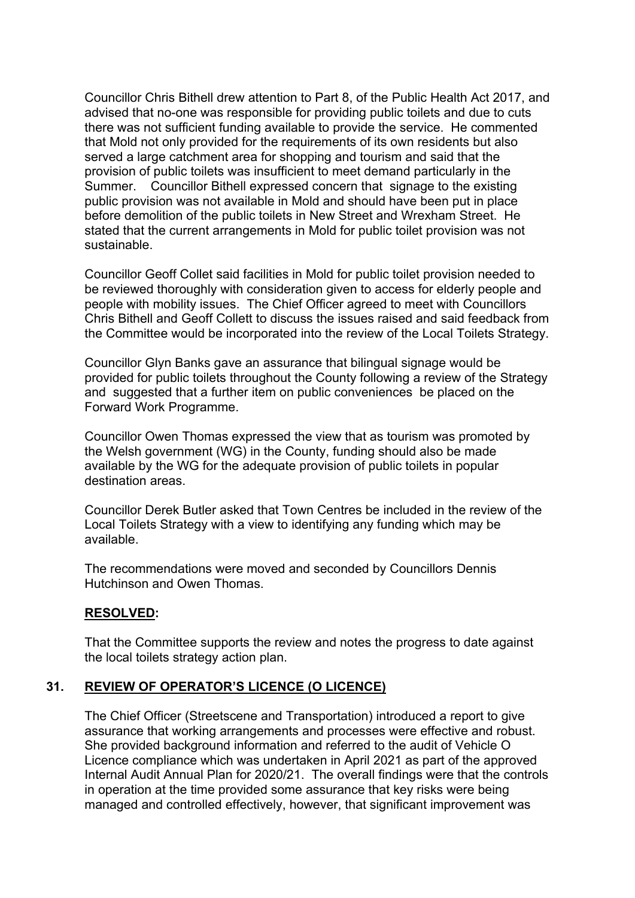Councillor Chris Bithell drew attention to Part 8, of the Public Health Act 2017, and advised that no-one was responsible for providing public toilets and due to cuts there was not sufficient funding available to provide the service. He commented that Mold not only provided for the requirements of its own residents but also served a large catchment area for shopping and tourism and said that the provision of public toilets was insufficient to meet demand particularly in the Summer. Councillor Bithell expressed concern that signage to the existing public provision was not available in Mold and should have been put in place before demolition of the public toilets in New Street and Wrexham Street. He stated that the current arrangements in Mold for public toilet provision was not sustainable.

Councillor Geoff Collet said facilities in Mold for public toilet provision needed to be reviewed thoroughly with consideration given to access for elderly people and people with mobility issues. The Chief Officer agreed to meet with Councillors Chris Bithell and Geoff Collett to discuss the issues raised and said feedback from the Committee would be incorporated into the review of the Local Toilets Strategy.

Councillor Glyn Banks gave an assurance that bilingual signage would be provided for public toilets throughout the County following a review of the Strategy and suggested that a further item on public conveniences be placed on the Forward Work Programme.

Councillor Owen Thomas expressed the view that as tourism was promoted by the Welsh government (WG) in the County, funding should also be made available by the WG for the adequate provision of public toilets in popular destination areas.

Councillor Derek Butler asked that Town Centres be included in the review of the Local Toilets Strategy with a view to identifying any funding which may be available.

The recommendations were moved and seconded by Councillors Dennis Hutchinson and Owen Thomas.

**RESOLVED:**

That the Committee supports the review and notes the progress to date against the local toilets strategy action plan.

## 31. REVIEW OF OPERATOR'S LICENCE (O LICENCE)

The Chief Officer (Streetscene and Transportation) introduced a report to give assurance that working arrangements and processes were effective and robust. She provided background information and referred to the audit of Vehicle O Licence compliance which was undertaken in April 2021 as part of the approved Internal Audit Annual Plan for 2020/21. The overall findings were that the controls in operation at the time provided some assurance that key risks were being managed and controlled effectively, however, that significant improvement was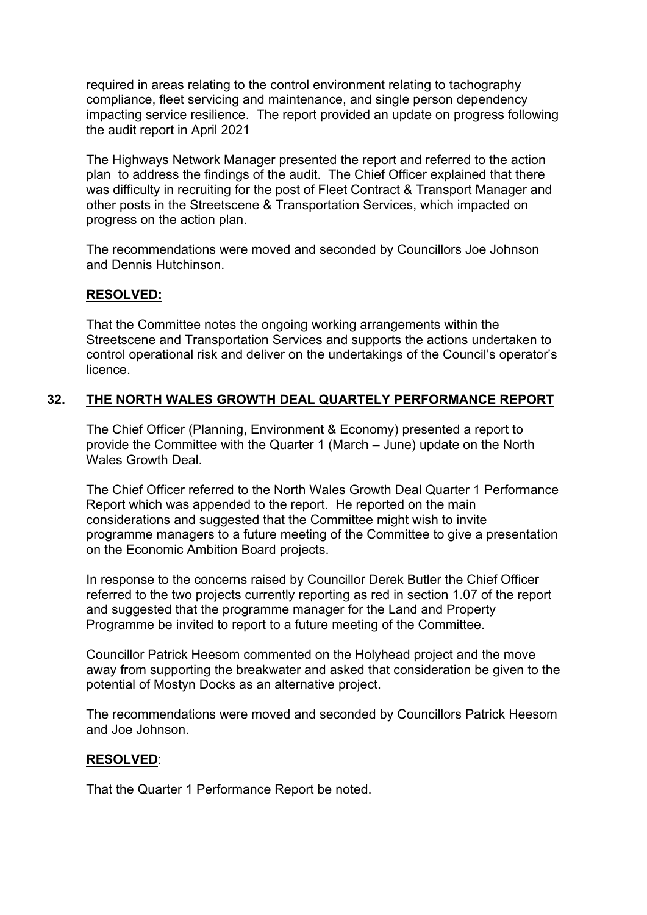required in areas relating to the control environment relating to tachography compliance, fleet servicing and maintenance, and single person dependency impacting service resilience. The report provided an update on progress following the audit report in April 2021

The Highways Network Manager presented the report and referred to the action plan to address the findings of the audit. The Chief Officer explained that there was difficulty in recruiting for the post of Fleet Contract & Transport Manager and other posts in the Streetscene & Transportation Services, which impacted on progress on the action plan.

The recommendations were moved and seconded by Councillors Joe Johnson and Dennis Hutchinson.

**RESOLVED:**

That the Committee notes the ongoing working arrangements within the Streetscene and Transportation Services and supports the actions undertaken to control operational risk and deliver on the undertakings of the Council's operator's licence.

## 32. THE NORTH WALES GROWTH DEAL QUARTELY PERFORMANCE REPORT

The Chief Officer (Planning, Environment & Economy) presented a report to provide the Committee with the Quarter 1 (March – June) update on the North Wales Growth Deal.

The Chief Officer referred to the North Wales Growth Deal Quarter 1 Performance Report which was appended to the report. He reported on the main considerations and suggested that the Committee might wish to invite programme managers to a future meeting of the Committee to give a presentation on the Economic Ambition Board projects.

In response to the concerns raised by Councillor Derek Butler the Chief Officer referred to the two projects currently reporting as red in section 1.07 of the report and suggested that the programme manager for the Land and Property Programme be invited to report to a future meeting of the Committee.

Councillor Patrick Heesom commented on the Holyhead project and the move away from supporting the breakwater and asked that consideration be given to the potential of Mostyn Docks as an alternative project.

The recommendations were moved and seconded by Councillors Patrick Heesom and Joe Johnson.

**RESOLVED**:

That the Quarter 1 Performance Report be noted.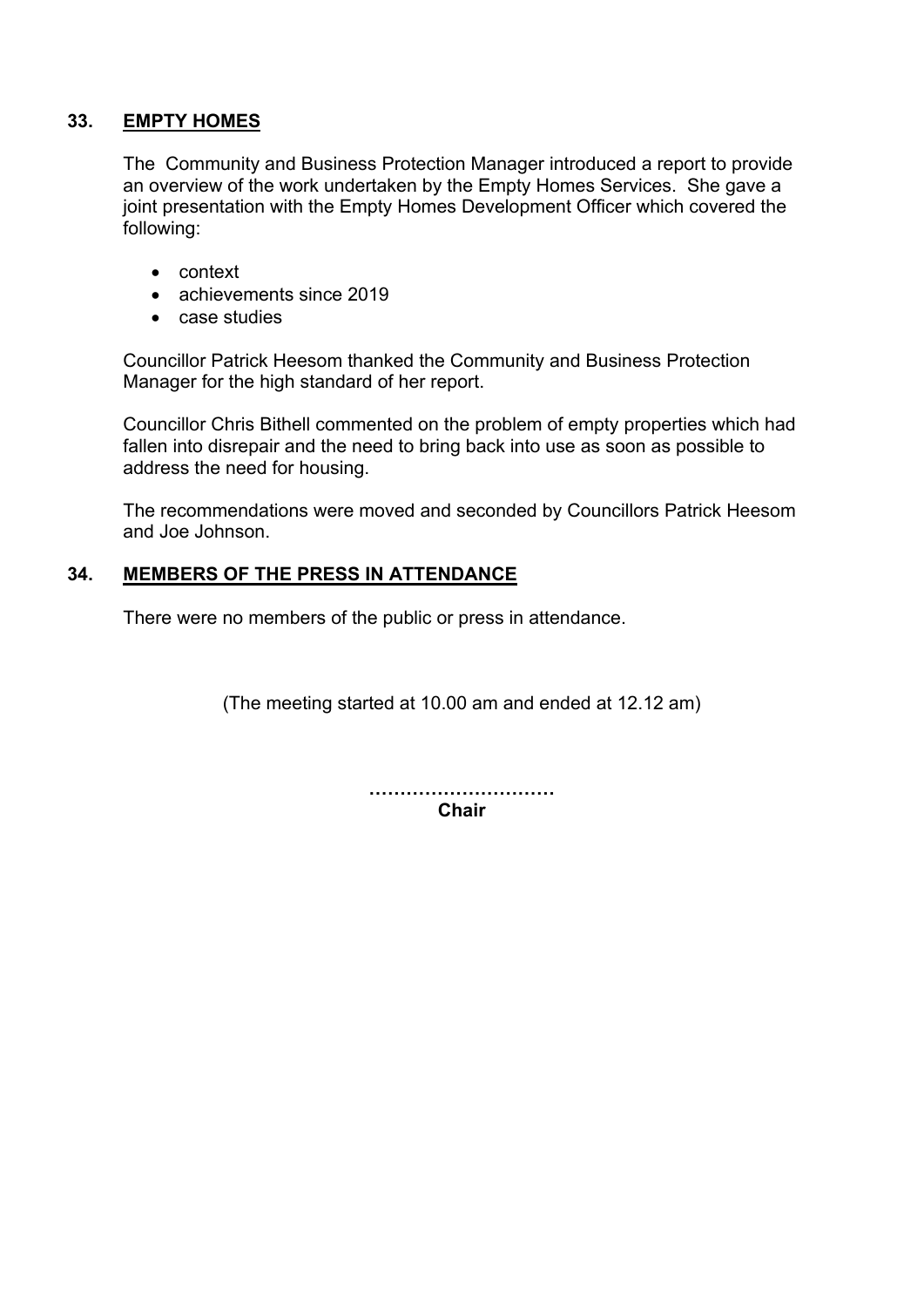**33. EMPTY HOMES**

The Community and Business Protection Manager introduced a report to provide an overview of the work undertaken by the Empty Homes Services. She gave a joint presentation with the Empty Homes Development Officer which covered the following:

- context
- achievements since 2019
- case studies

Councillor Patrick Heesom thanked the Community and Business Protection Manager for the high standard of her report.

Councillor Chris Bithell commented on the problem of empty properties which had fallen into disrepair and the need to bring back into use as soon as possible to address the need for housing.

The recommendations were moved and seconded by Councillors Patrick Heesom and Joe Johnson.

**34. MEMBERS OF THE PRESS IN ATTENDANCE**

There were no members of the public or press in attendance.

(The meeting started at 10.00 am and ended at 12.12 am)

…………………………
**Chair**